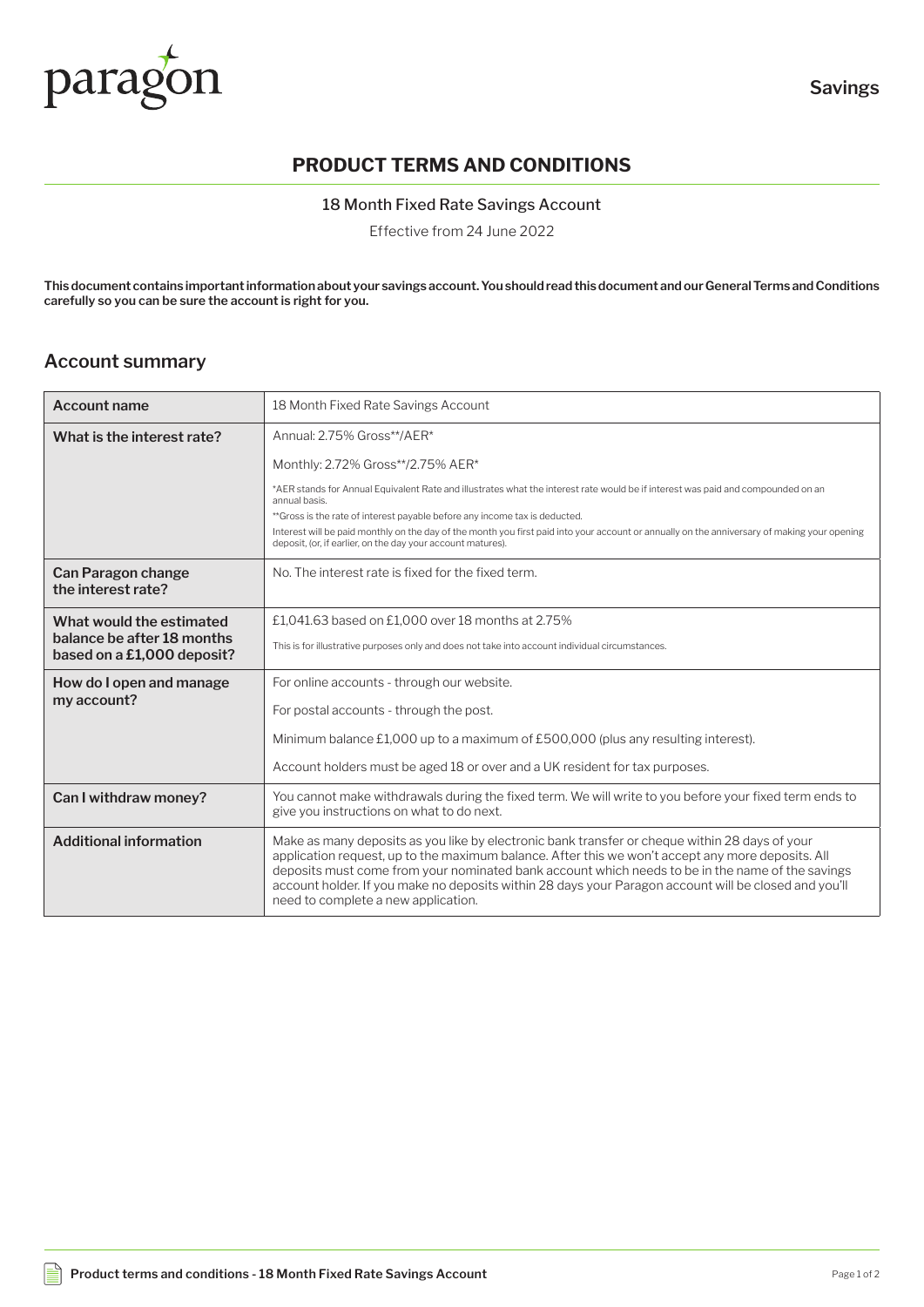paragon

Savings

# PRODUCT TERMS AND CONDITIONS

18 Month Fixed Rate Savings Account

Effective from 24 June 2022

**This document contains important information about your savings account. You should read this document and our General Terms and Conditions carefully so you can be sure the account is right for you.**

## Account summary

| | |
|---|---|
| **Account name** | 18 Month Fixed Rate Savings Account |
| **What is the interest rate?** | Annual: 2.75% Gross**/AER*<br><br>Monthly: 2.72% Gross**/2.75% AER*<br><br>*AER stands for Annual Equivalent Rate and illustrates what the interest rate would be if interest was paid and compounded on an annual basis.<br>**Gross is the rate of interest payable before any income tax is deducted.<br>Interest will be paid monthly on the day of the month you first paid into your account or annually on the anniversary of making your opening deposit, (or, if earlier, on the day your account matures). |
| **Can Paragon change the interest rate?** | No. The interest rate is fixed for the fixed term. |
| **What would the estimated balance be after 18 months based on a £1,000 deposit?** | £1,041.63 based on £1,000 over 18 months at 2.75%<br><br>This is for illustrative purposes only and does not take into account individual circumstances. |
| **How do I open and manage my account?** | For online accounts - through our website.<br><br>For postal accounts - through the post.<br><br>Minimum balance £1,000 up to a maximum of £500,000 (plus any resulting interest).<br><br>Account holders must be aged 18 or over and a UK resident for tax purposes. |
| **Can I withdraw money?** | You cannot make withdrawals during the fixed term. We will write to you before your fixed term ends to give you instructions on what to do next. |
| **Additional information** | Make as many deposits as you like by electronic bank transfer or cheque within 28 days of your application request, up to the maximum balance. After this we won't accept any more deposits. All deposits must come from your nominated bank account which needs to be in the name of the savings account holder. If you make no deposits within 28 days your Paragon account will be closed and you'll need to complete a new application. |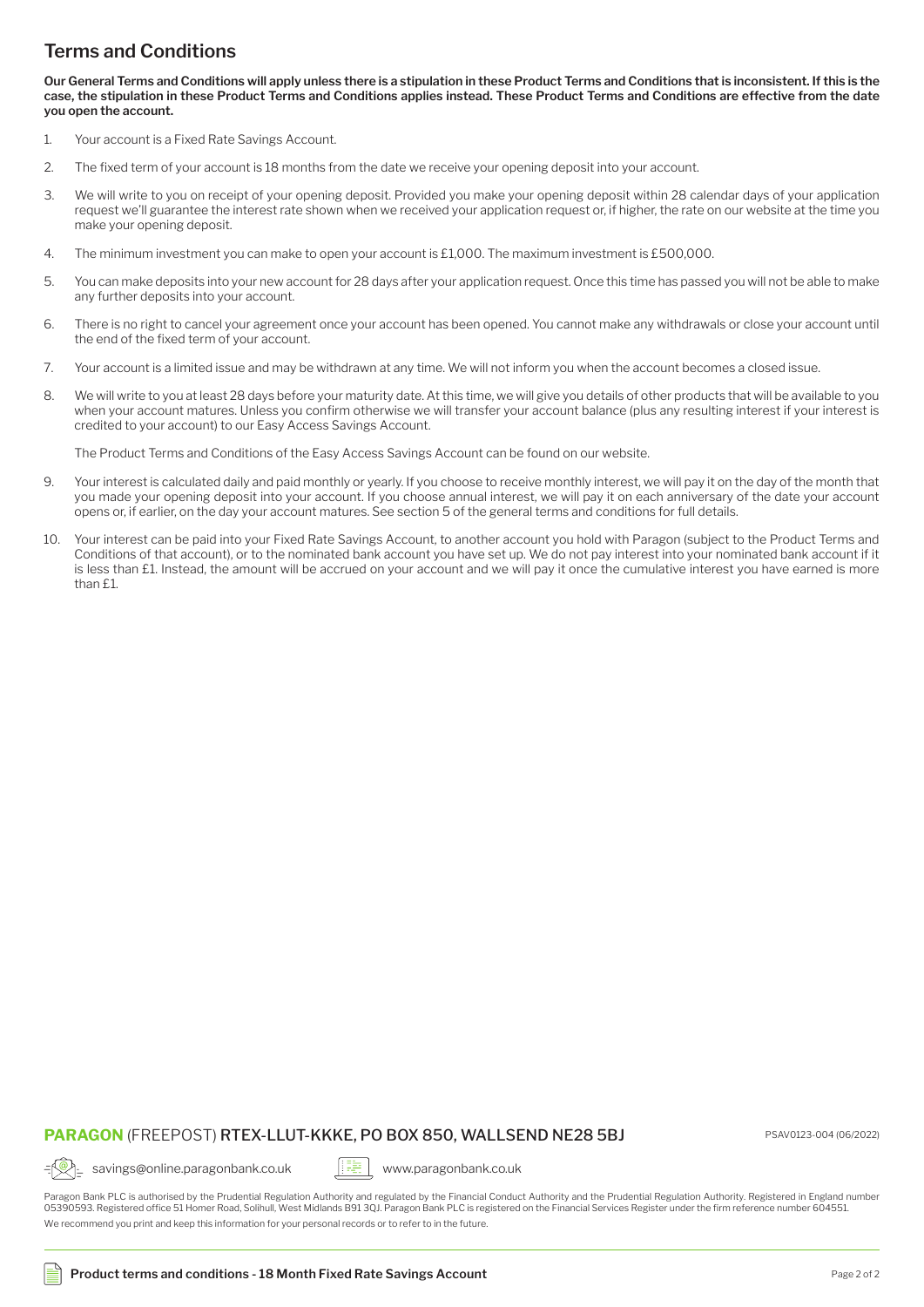## Terms and Conditions

**Our General Terms and Conditions will apply unless there is a stipulation in these Product Terms and Conditions that is inconsistent. If this is the case, the stipulation in these Product Terms and Conditions applies instead. These Product Terms and Conditions are effective from the date you open the account.**

1. Your account is a Fixed Rate Savings Account.
2. The fixed term of your account is 18 months from the date we receive your opening deposit into your account.
3. We will write to you on receipt of your opening deposit. Provided you make your opening deposit within 28 calendar days of your application request we'll guarantee the interest rate shown when we received your application request or, if higher, the rate on our website at the time you make your opening deposit.
4. The minimum investment you can make to open your account is £1,000. The maximum investment is £500,000.
5. You can make deposits into your new account for 28 days after your application request. Once this time has passed you will not be able to make any further deposits into your account.
6. There is no right to cancel your agreement once your account has been opened. You cannot make any withdrawals or close your account until the end of the fixed term of your account.
7. Your account is a limited issue and may be withdrawn at any time. We will not inform you when the account becomes a closed issue.
8. We will write to you at least 28 days before your maturity date. At this time, we will give you details of other products that will be available to you when your account matures. Unless you confirm otherwise we will transfer your account balance (plus any resulting interest if your interest is credited to your account) to our Easy Access Savings Account.

   The Product Terms and Conditions of the Easy Access Savings Account can be found on our website.
9. Your interest is calculated daily and paid monthly or yearly. If you choose to receive monthly interest, we will pay it on the day of the month that you made your opening deposit into your account. If you choose annual interest, we will pay it on each anniversary of the date your account opens or, if earlier, on the day your account matures. See section 5 of the general terms and conditions for full details.
10. Your interest can be paid into your Fixed Rate Savings Account, to another account you hold with Paragon (subject to the Product Terms and Conditions of that account), or to the nominated bank account you have set up. We do not pay interest into your nominated bank account if it is less than £1. Instead, the amount will be accrued on your account and we will pay it once the cumulative interest you have earned is more than £1.

**PARAGON** (FREEPOST) RTEX-LLUT-KKKE, PO BOX 850, WALLSEND NE28 5BJ

PSAV0123-004 (06/2022)

savings@online.paragonbank.co.uk

www.paragonbank.co.uk

Paragon Bank PLC is authorised by the Prudential Regulation Authority and regulated by the Financial Conduct Authority and the Prudential Regulation Authority. Registered in England number 05390593. Registered office 51 Homer Road, Solihull, West Midlands B91 3QJ. Paragon Bank PLC is registered on the Financial Services Register under the firm reference number 604551.

We recommend you print and keep this information for your personal records or to refer to in the future.

**Product terms and conditions - 18 Month Fixed Rate Savings Account**